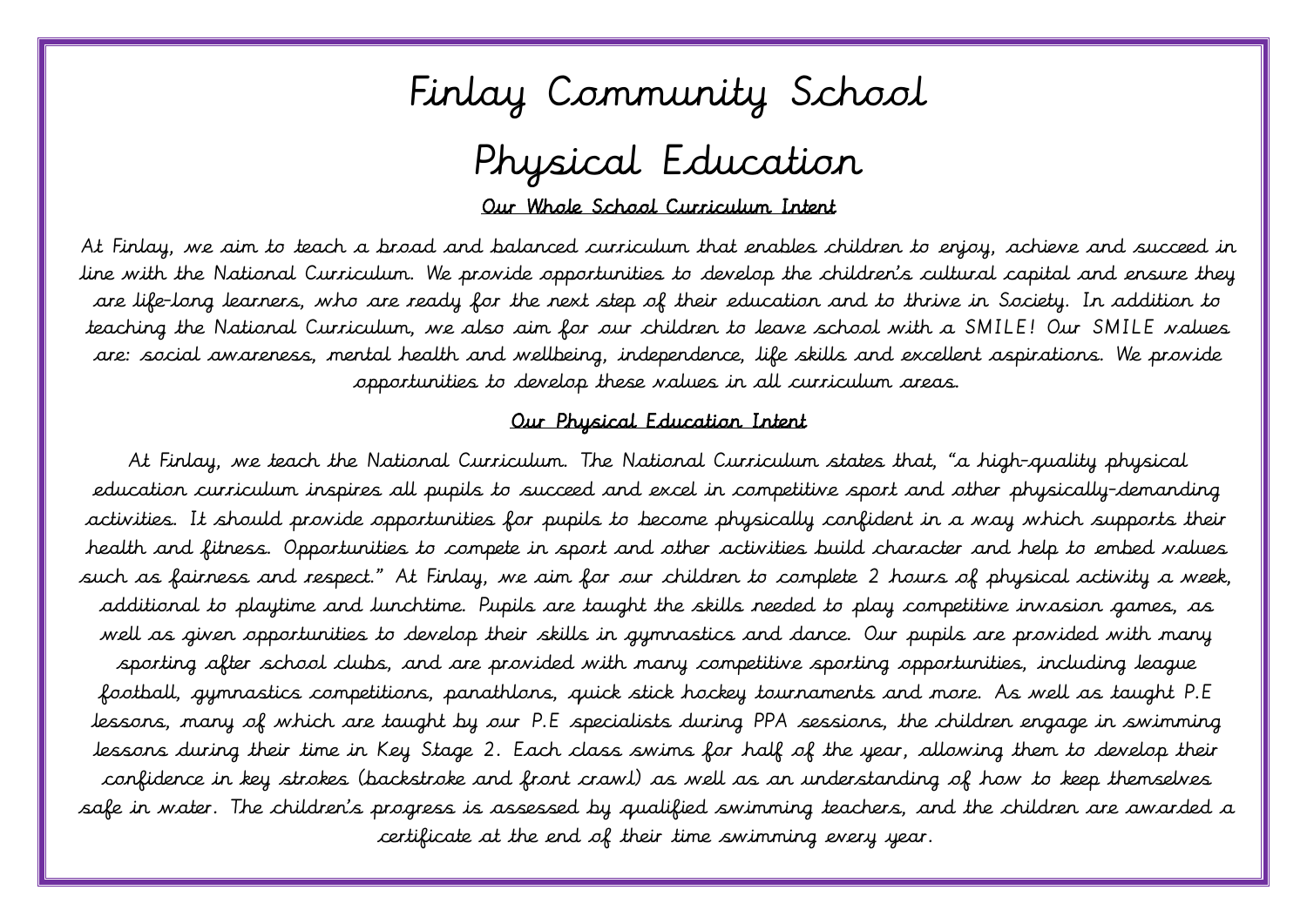# Finlay Community School

# Physical Education

## Our Whole School Curriculum Intent

At Finlay, we aim to teach a broad and balanced curriculum that enables children to enjoy, achieve and succeed in line with the National Curriculum. We provide opportunities to develop the children's cultural capital and ensure they are life-long learners, who are ready for the next step of their education and to thrive in Society. In addition to teaching the National Curriculum, we also aim for our children to leave school with a SMILE! Our SMILE values are: social awareness, mental health and wellbeing, independence, life skills and excellent aspirations. We provide opportunities to develop these values in all curriculum areas.

## Our Physical Education Intent

At Finlay, we teach the National Curriculum. The National Curriculum states that, "a high-quality physical education curriculum inspires all pupils to succeed and excel in competitive sport and other physically-demanding activities. It should provide opportunities for pupils to become physically confident in a way which supports their health and fitness. Opportunities to compete in sport and other activities build character and help to embed values such as fairness and respect." At Finlay, we aim for our children to complete 2 hours of physical activity a week, additional to playtime and lunchtime. Pupils are taught the skills needed to play competitive invasion games, as well as given opportunities to develop their skills in gymnastics and dance. Our pupils are provided with many sporting after school clubs, and are provided with many competitive sporting opportunities, including league football, gymnastics competitions, panathlons, quick stick hockey tournaments and more. As well as taught P.E lessons, many of which are taught by our P.E specialists during PPA sessions, the children engage in swimming lessons during their time in Key Stage 2. Each class swims for half of the year, allowing them to develop their confidence in key strokes (backstroke and front crawl) as well as an understanding of how to keep themselves safe in water. The children's progress is assessed by qualified swimming teachers, and the children are awarded a certificate at the end of their time swimming every year.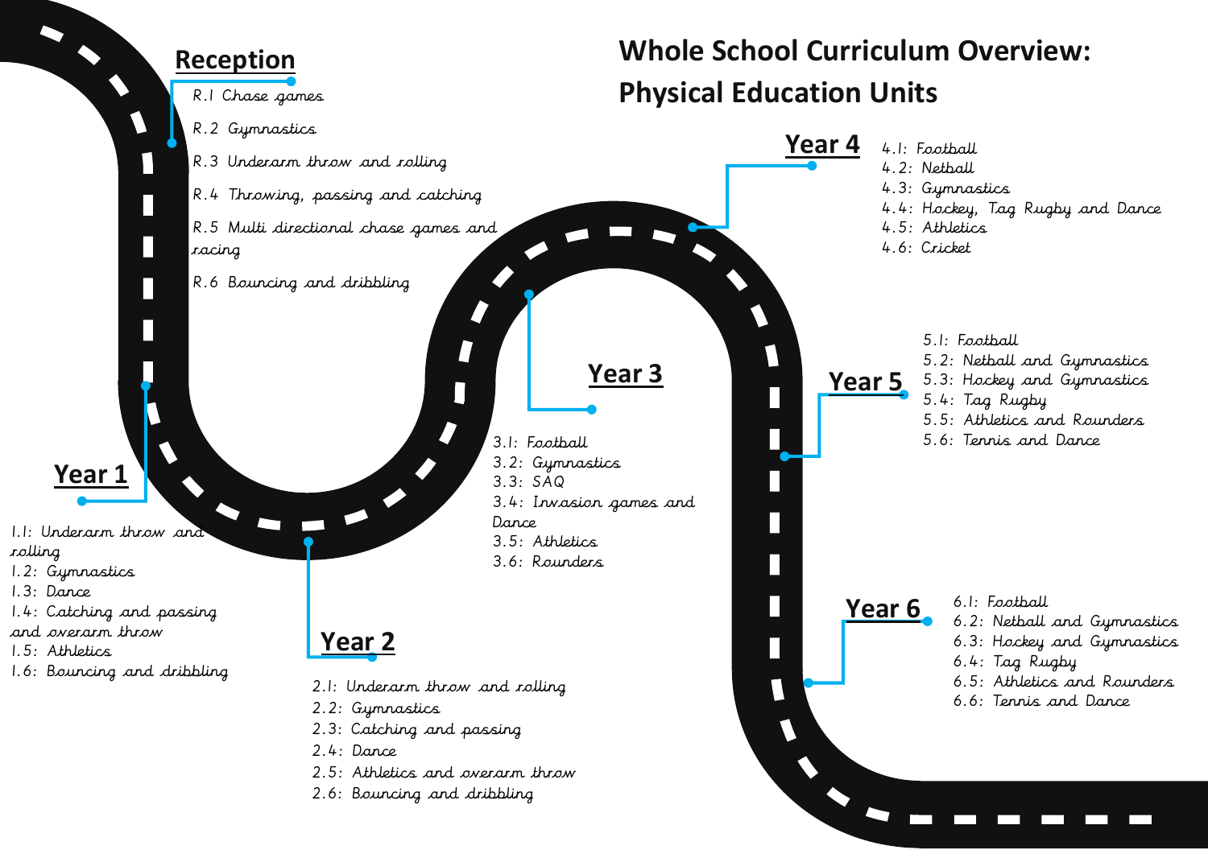# Whole School Curriculum Overview: Physical Education Units

## Reception

- R.1 Chase games
- R.2 Gymnastics
- R.3 Underarm throw and rolling
- R.4 Throwing, passing and catching
- R.5 Multi directional chase games and racing
- R.6 Bouncing and dribbling

## Year 1

- 1.1: Underarm throw and rolling
- 1.2: Gymnastics
- 1.3: Dance
- 1.4: Catching and passing and overarm throw
- 1.5: Athletics
- 1.6: Bouncing and dribbling

## Year 2

- 2.1: Underarm throw and rolling
- 2.2: Gymnastics
- 2.3: Catching and passing
- 2.4: Dance
- 2.5: Athletics and overarm throw
- 2.6: Bouncing and dribbling

## Year 3

- 3.1: Football
- 3.2: Gymnastics
- 3.3: SAQ
- 3.4: Invasion games and Dance
- 3.5: Athletics
- 3.6: Rounders

## Year 4

- 4.1: Football
- 4.2: Netball
- 4.3: Gymnastics
- 4.4: Hockey, Tag Rugby and Dance
- 4.5: Athletics
- 4.6: Cricket

## Year 5

- 5.1: Football
- 5.2: Netball and Gymnastics
- 5.3: Hockey and Gymnastics
- 5.4: Tag Rugby
- 5.5: Athletics and Rounders
- 5.6: Tennis and Dance

## Year 6

- 6.1: Football
- 6.2: Netball and Gymnastics
- 6.3: Hockey and Gymnastics
- 6.4: Tag Rugby
- 6.5: Athletics and Rounders
- 6.6: Tennis and Dance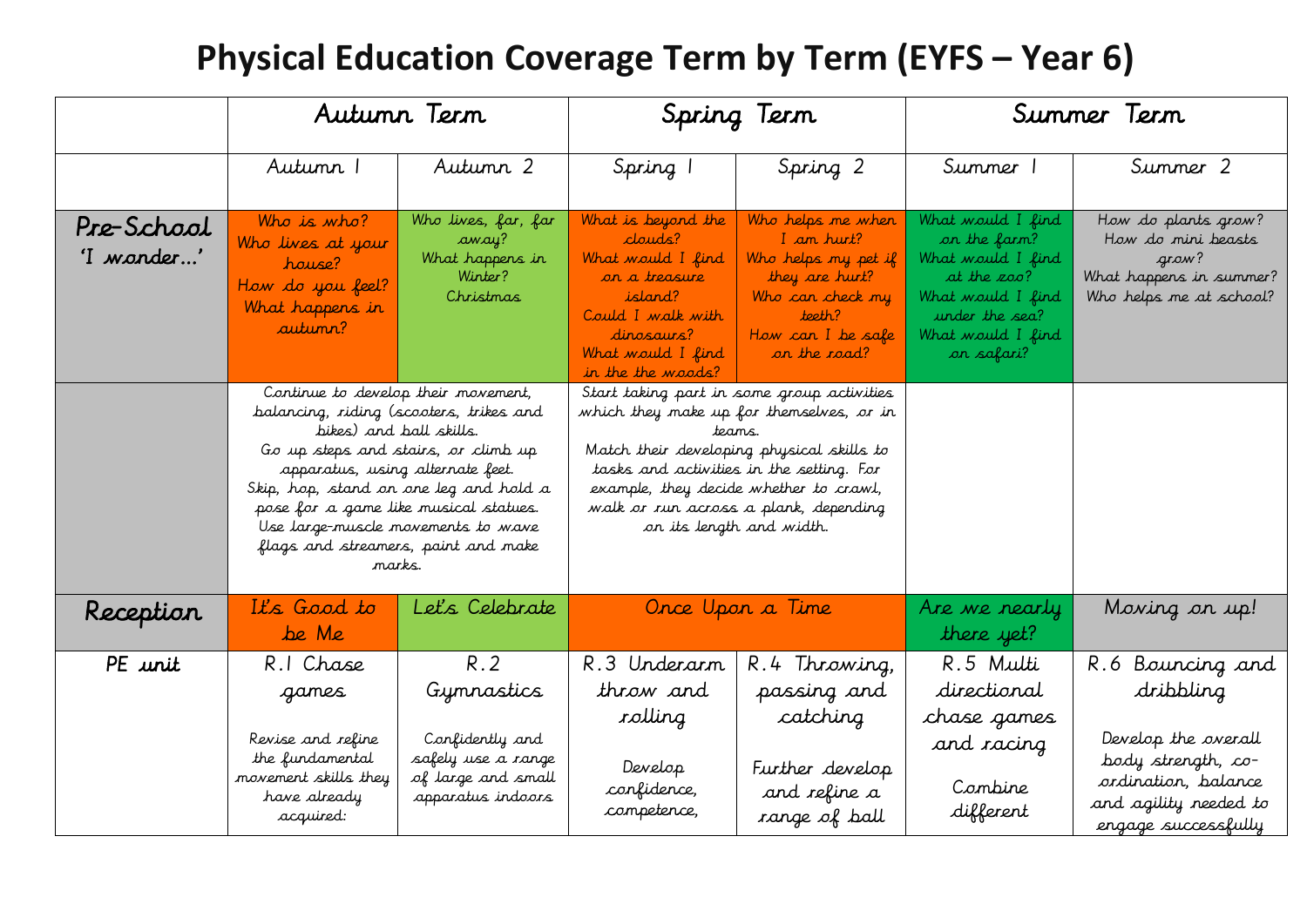# Physical Education Coverage Term by Term (EYFS – Year 6)

| | Autumn Term | | Spring Term | | Summer Term | |
|---|---|---|---|---|---|---|
| | Autumn 1 | Autumn 2 | Spring 1 | Spring 2 | Summer 1 | Summer 2 |
| **Pre-School 'I wonder…'** | Who is who? Who lives at your house? How do you feel? What happens in autumn? | Who lives, far, far away? What happens in Winter? Christmas | What is beyond the clouds? What would I find on a treasure island? Could I walk with dinosaurs? What would I find in the the woods? | Who helps me when I am hurt? Who helps my pet if they are hurt? Who can check my teeth? How can I be safe on the road? | What would I find on the farm? What would I find at the zoo? What would I find under the sea? What would I find on safari? | How do plants grow? How do mini beasts grow? What happens in summer? Who helps me at school? |
| | Continue to develop their movement, balancing, riding (scooters, trikes and bikes) and ball skills. Go up steps and stairs, or climb up apparatus, using alternate feet. Skip, hop, stand on one leg and hold a pose for a game like musical statues. Use large-muscle movements to wave flags and streamers, paint and make marks. | | Start taking part in some group activities which they make up for themselves, or in teams. Match their developing physical skills to tasks and activities in the setting. For example, they decide whether to crawl, walk or run across a plank, depending on its length and width. | | | |
| **Reception** | It's Good to be Me | Let's Celebrate | Once Upon a Time | | Are we nearly there yet? | Moving on up! |
| **PE unit** | R.1 Chase games<br><br>Revise and refine the fundamental movement skills they have already acquired: | R.2 Gymnastics<br><br>Confidently and safely use a range of large and small apparatus indoors | R.3 Underarm throw and rolling<br><br>Develop confidence, competence, | R.4 Throwing, passing and catching<br><br>Further develop and refine a range of ball | R.5 Multi directional chase games and racing<br><br>Combine different | R.6 Bouncing and dribbling<br><br>Develop the overall body strength, co-ordination, balance and agility needed to engage successfully |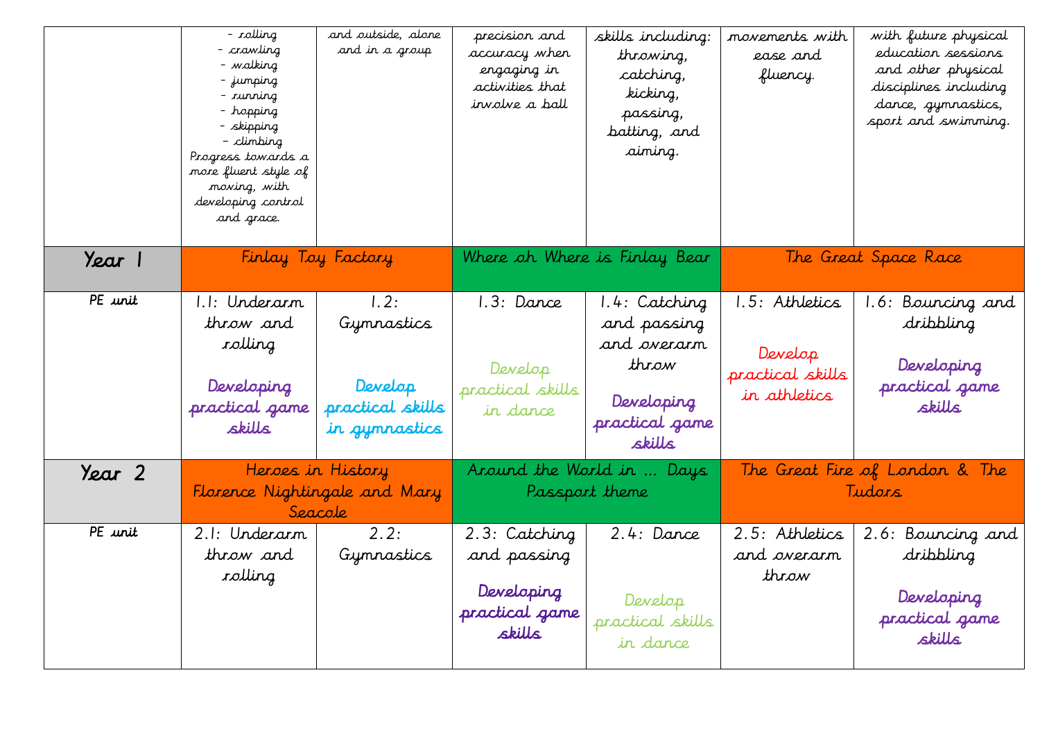| | | | | | | |
|---|---|---|---|---|---|---|
| | - rolling<br>- crawling<br>- walking<br>- jumping<br>- running<br>- hopping<br>- skipping<br>- climbing<br>Progress towards a more fluent style of moving, with developing control and grace. | and outside, alone and in a group | precision and accuracy when engaging in activities that involve a ball | skills including: throwing, catching, kicking, passing, batting, and aiming. | movements with ease and fluency. | with future physical education sessions and other physical disciplines including dance, gymnastics, sport and swimming. |
| **Year 1** | Finlay Toy Factory | | Where oh Where is Finlay Bear | | The Great Space Race | |
| PE unit | 1.1: Underarm throw and rolling<br><br>Developing practical game skills | 1.2: Gymnastics<br><br>Develop practical skills in gymnastics | 1.3: Dance<br><br>Develop practical skills in dance | 1.4: Catching and passing and overarm throw<br><br>Developing practical game skills | 1.5: Athletics<br><br>Develop practical skills in athletics | 1.6: Bouncing and dribbling<br><br>Developing practical game skills |
| **Year 2** | Heroes in History Florence Nightingale and Mary Seacole | | Around the World in … Days Passport theme | | The Great Fire of London & The Tudors | |
| PE unit | 2.1: Underarm throw and rolling | 2.2: Gymnastics | 2.3: Catching and passing<br><br>Developing practical game skills | 2.4: Dance<br><br>Develop practical skills in dance | 2.5: Athletics and overarm throw | 2.6: Bouncing and dribbling<br><br>Developing practical game skills |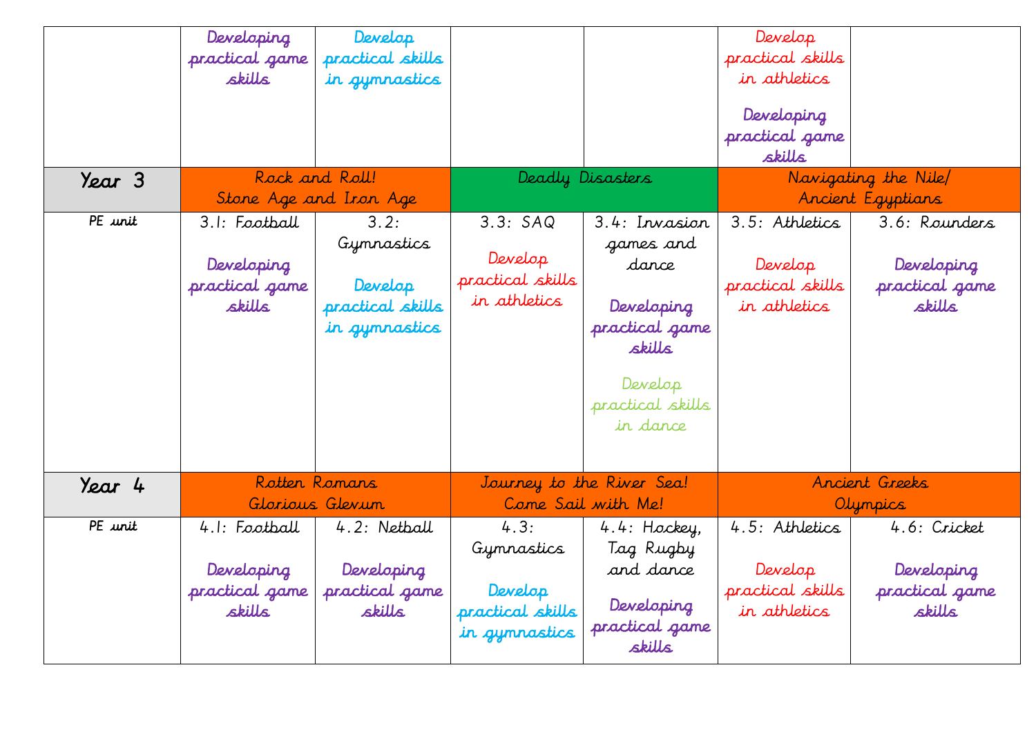| | | | | | | |
|---|---|---|---|---|---|---|
| | Developing practical game skills | Develop practical skills in gymnastics | | | Develop practical skills in athletics<br><br>Developing practical game skills | |
| **Year 3** | Rock and Roll!<br>Stone Age and Iron Age | | Deadly Disasters | | Navigating the Nile/<br>Ancient Egyptians | |
| PE unit | 3.1: Football<br><br>Developing practical game skills | 3.2: Gymnastics<br><br>Develop practical skills in gymnastics | 3.3: SAQ<br><br>Develop practical skills in athletics | 3.4: Invasion games and dance<br><br>Developing practical game skills<br><br>Develop practical skills in dance | 3.5: Athletics<br><br>Develop practical skills in athletics | 3.6: Rounders<br><br>Developing practical game skills |
| **Year 4** | Rotten Romans<br>Glorious Glevum | | Journey to the River Sea!<br>Come Sail with Me! | | Ancient Greeks<br>Olympics | |
| PE unit | 4.1: Football<br><br>Developing practical game skills | 4.2: Netball<br><br>Developing practical game skills | 4.3: Gymnastics<br><br>Develop practical skills in gymnastics | 4.4: Hockey, Tag Rugby and dance<br><br>Developing practical game skills | 4.5: Athletics<br><br>Develop practical skills in athletics | 4.6: Cricket<br><br>Developing practical game skills |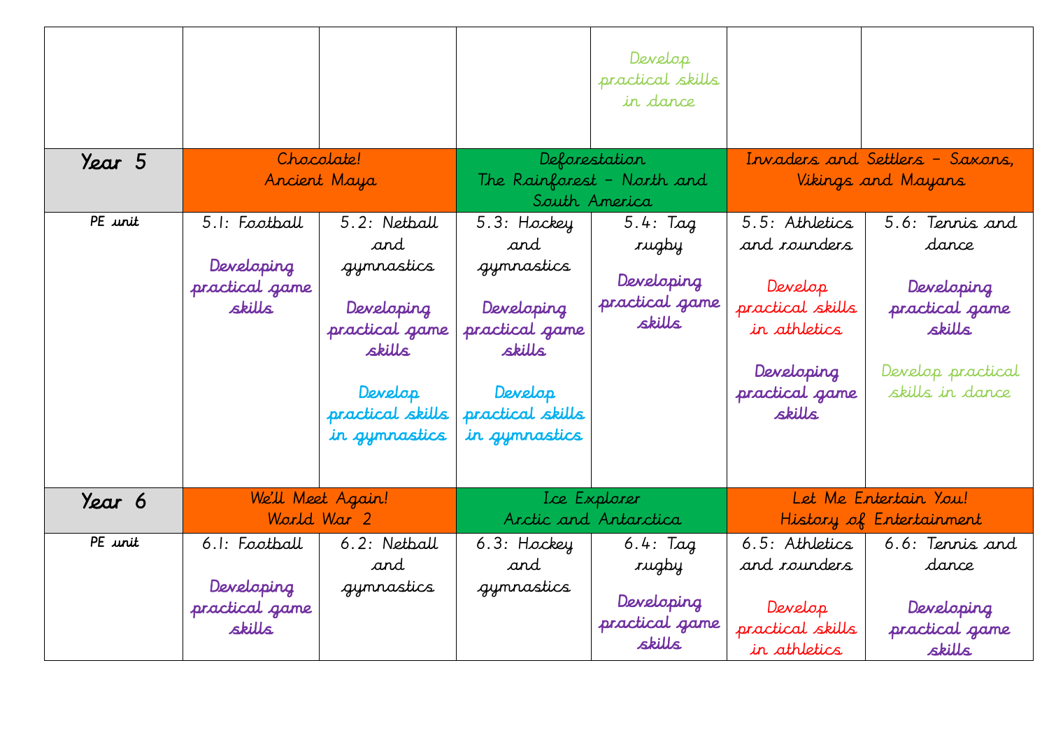| | | | | | | |
|---|---|---|---|---|---|---|
| | | | | Develop practical skills in dance | | |
| **Year 5** | Chocolate! Ancient Maya | | Deforestation The Rainforest – North and South America | | Invaders and Settlers – Saxons, Vikings and Mayans | |
| PE unit | 5.1: Football<br><br>Developing practical game skills | 5.2: Netball and gymnastics<br><br>Developing practical game skills<br><br>Develop practical skills in gymnastics | 5.3: Hockey and gymnastics<br><br>Developing practical game skills<br><br>Develop practical skills in gymnastics | 5.4: Tag rugby<br><br>Developing practical game skills | 5.5: Athletics and rounders<br><br>Develop practical skills in athletics<br><br>Developing practical game skills | 5.6: Tennis and dance<br><br>Developing practical game skills<br><br>Develop practical skills in dance |
| **Year 6** | We'll Meet Again! World War 2 | | Ice Explorer Arctic and Antarctica | | Let Me Entertain You! History of Entertainment | |
| PE unit | 6.1: Football<br><br>Developing practical game skills | 6.2: Netball and gymnastics | 6.3: Hockey and gymnastics | 6.4: Tag rugby<br><br>Developing practical game skills | 6.5: Athletics and rounders<br><br>Develop practical skills in athletics | 6.6: Tennis and dance<br><br>Developing practical game skills |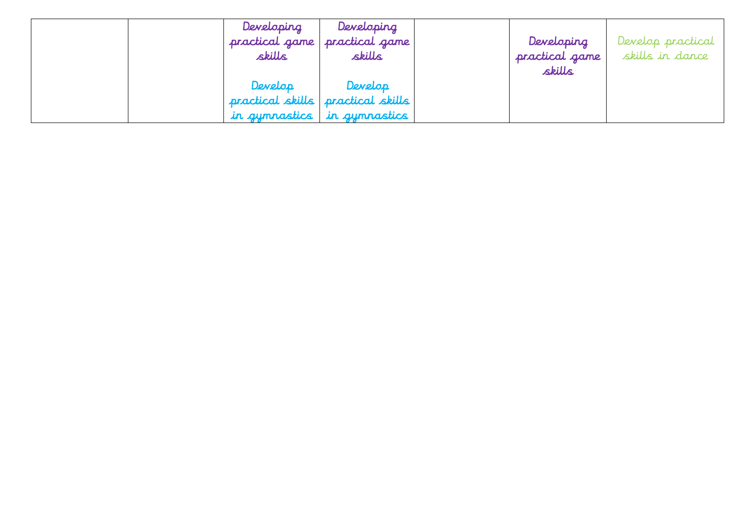| | | | | | | |
|---|---|---|---|---|---|---|
| | | Developing practical game skills<br><br>Develop practical skills in gymnastics | Developing practical game skills<br><br>Develop practical skills in gymnastics | | Developing practical game skills | Develop practical skills in dance |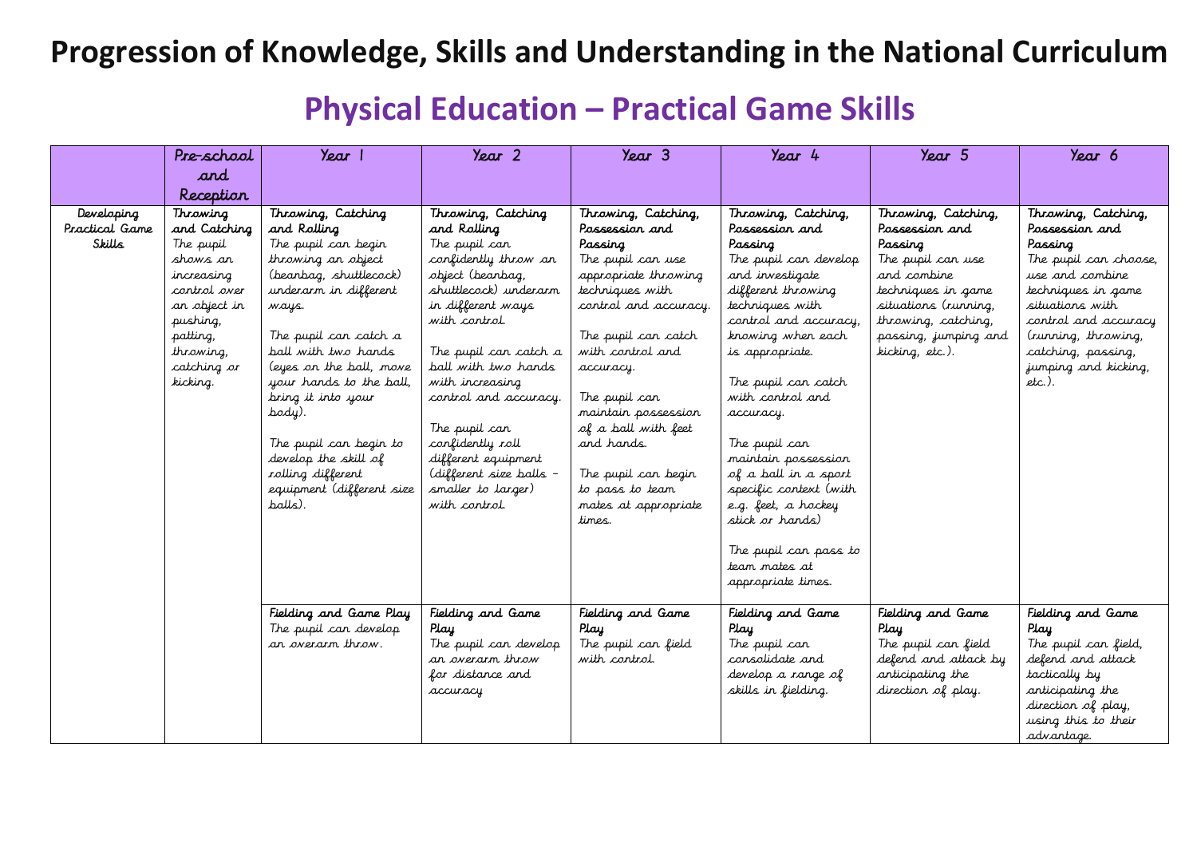# Progression of Knowledge, Skills and Understanding in the National Curriculum

## Physical Education – Practical Game Skills

| | Pre-school and Reception | Year 1 | Year 2 | Year 3 | Year 4 | Year 5 | Year 6 |
|---|---|---|---|---|---|---|---|
| Developing Practical Game Skills | **Throwing and Catching**<br>The pupil shows an increasing control over an object in pushing, patting, throwing, catching or kicking. | **Throwing, Catching and Rolling**<br>The pupil can begin throwing an object (beanbag, shuttlecock) underarm in different ways.<br><br>The pupil can catch a ball with two hands (eyes on the ball, move your hands to the ball, bring it into your body).<br><br>The pupil can begin to develop the skill of rolling different equipment (different size balls). | **Throwing, Catching and Rolling**<br>The pupil can confidently throw an object (beanbag, shuttlecock) underarm in different ways with control.<br><br>The pupil can catch a ball with two hands with increasing control and accuracy.<br><br>The pupil can confidently roll different equipment (different size balls – smaller to larger) with control. | **Throwing, Catching, Possession and Passing**<br>The pupil can use appropriate throwing techniques with control and accuracy.<br><br>The pupil can catch with control and accuracy.<br><br>The pupil can maintain possession of a ball with feet and hands.<br><br>The pupil can begin to pass to team mates at appropriate times. | **Throwing, Catching, Possession and Passing**<br>The pupil can develop and investigate different throwing techniques with control and accuracy, knowing when each is appropriate.<br><br>The pupil can catch with control and accuracy.<br><br>The pupil can maintain possession of a ball in a sport specific context (with e.g. feet, a hockey stick or hands)<br><br>The pupil can pass to team mates at appropriate times. | **Throwing, Catching, Possession and Passing**<br>The pupil can use and combine techniques in game situations (running, throwing, catching, passing, jumping and kicking, etc.). | **Throwing, Catching, Possession and Passing**<br>The pupil can choose, use and combine techniques in game situations with control and accuracy (running, throwing, catching, passing, jumping and kicking, etc.). |
| | | **Fielding and Game Play**<br>The pupil can develop an overarm throw. | **Fielding and Game Play**<br>The pupil can develop an overarm throw for distance and accuracy | **Fielding and Game Play**<br>The pupil can field with control. | **Fielding and Game Play**<br>The pupil can consolidate and develop a range of skills in fielding. | **Fielding and Game Play**<br>The pupil can field defend and attack by anticipating the direction of play. | **Fielding and Game Play**<br>The pupil can field, defend and attack tactically by anticipating the direction of play, using this to their advantage. |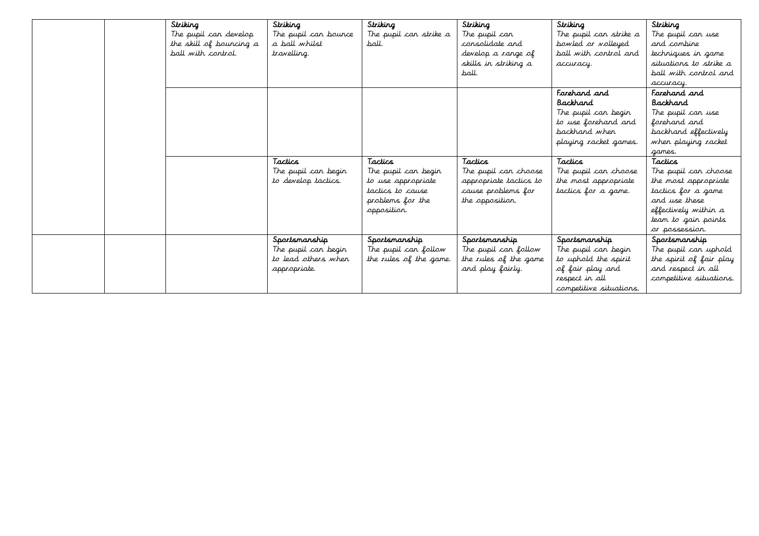| | | | | | | | |
|---|---|---|---|---|---|---|---|
| | | **Striking**<br>The pupil can develop the skill of bouncing a ball with control. | **Striking**<br>The pupil can bounce a ball whilst travelling. | **Striking**<br>The pupil can strike a ball. | **Striking**<br>The pupil can consolidate and develop a range of skills in striking a ball. | **Striking**<br>The pupil can strike a bowled or volleyed ball with control and accuracy. | **Striking**<br>The pupil can use and combine techniques in game situations to strike a ball with control and accuracy. |
| | | | | | | **Forehand and Backhand**<br>The pupil can begin to use forehand and backhand when playing racket games. | **Forehand and Backhand**<br>The pupil can use forehand and backhand effectively when playing racket games. |
| | | | **Tactics**<br>The pupil can begin to develop tactics. | **Tactics**<br>The pupil can begin to use appropriate tactics to cause problems for the opposition. | **Tactics**<br>The pupil can choose appropriate tactics to cause problems for the opposition. | **Tactics**<br>The pupil can choose the most appropriate tactics for a game. | **Tactics**<br>The pupil can choose the most appropriate tactics for a game and use these effectively within a team to gain points or possession. |
| | | | **Sportsmanship**<br>The pupil can begin to lead others when appropriate. | **Sportsmanship**<br>The pupil can follow the rules of the game. | **Sportsmanship**<br>The pupil can follow the rules of the game and play fairly. | **Sportsmanship**<br>The pupil can begin to uphold the spirit of fair play and respect in all competitive situations. | **Sportsmanship**<br>The pupil can uphold the spirit of fair play and respect in all competitive situations. |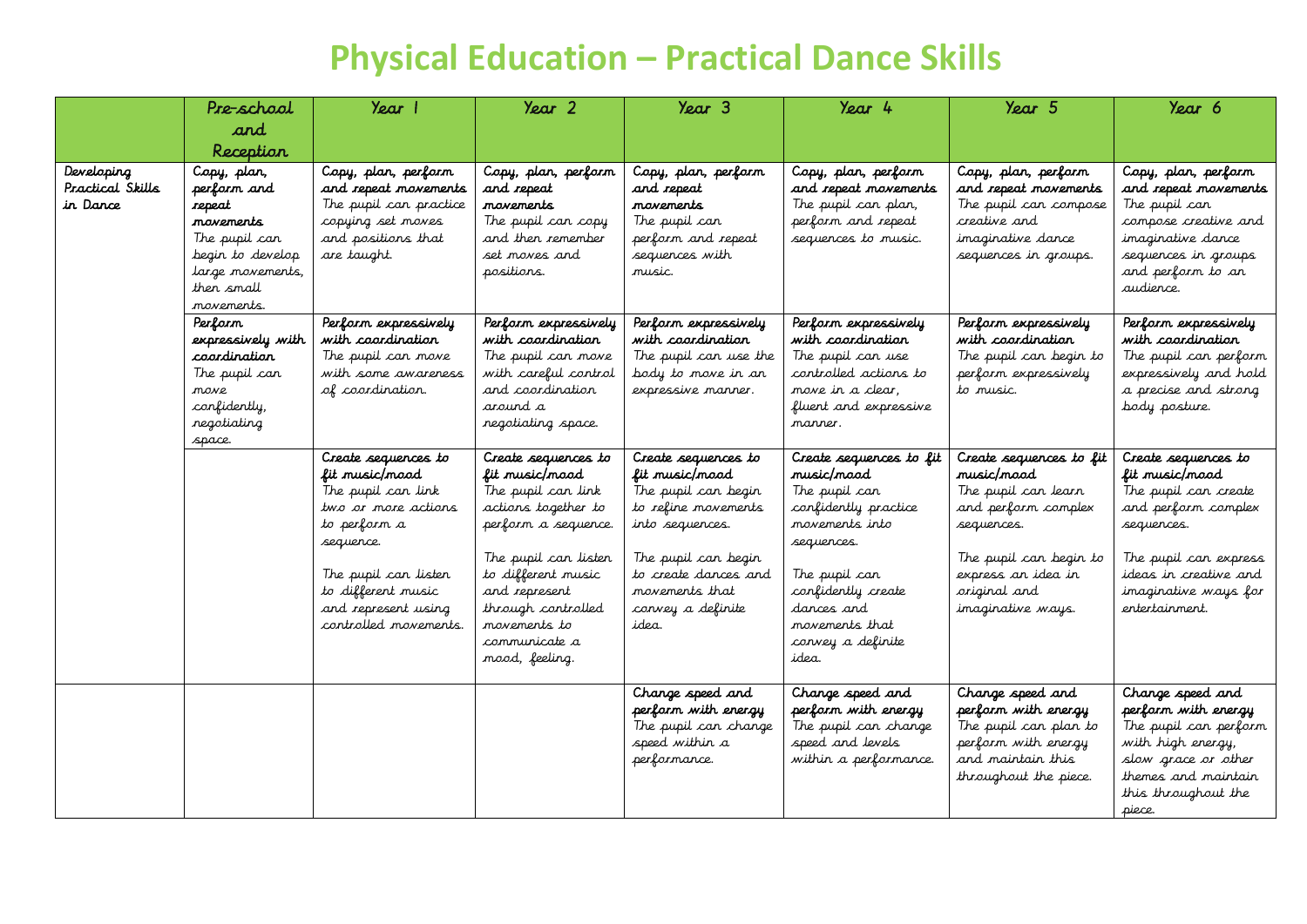# Physical Education – Practical Dance Skills

| | Pre-school and Reception | Year 1 | Year 2 | Year 3 | Year 4 | Year 5 | Year 6 |
|---|---|---|---|---|---|---|---|
| Developing Practical Skills in Dance | **Copy, plan, perform and repeat movements** The pupil can begin to develop large movements, then small movements. | **Copy, plan, perform and repeat movements** The pupil can practice copying set moves and positions that are taught. | **Copy, plan, perform and repeat movements** The pupil can copy and then remember set moves and positions. | **Copy, plan, perform and repeat movements** The pupil can perform and repeat sequences with music. | **Copy, plan, perform and repeat movements** The pupil can plan, perform and repeat sequences to music. | **Copy, plan, perform and repeat movements** The pupil can compose creative and imaginative dance sequences in groups. | **Copy, plan, perform and repeat movements** The pupil can compose creative and imaginative dance sequences in groups and perform to an audience. |
| | **Perform expressively with coordination** The pupil can move confidently, negotiating space. | **Perform expressively with coordination** The pupil can move with some awareness of coordination. | **Perform expressively with coordination** The pupil can move with careful control and coordination around a negotiating space. | **Perform expressively with coordination** The pupil can use the body to move in an expressive manner. | **Perform expressively with coordination** The pupil can use controlled actions to move in a clear, fluent and expressive manner. | **Perform expressively with coordination** The pupil can begin to perform expressively to music. | **Perform expressively with coordination** The pupil can perform expressively and hold a precise and strong body posture. |
| | | **Create sequences to fit music/mood** The pupil can link two or more actions to perform a sequence.<br><br>The pupil can listen to different music and represent using controlled movements. | **Create sequences to fit music/mood** The pupil can link actions together to perform a sequence.<br><br>The pupil can listen to different music and represent through controlled movements to communicate a mood, feeling. | **Create sequences to fit music/mood** The pupil can begin to refine movements into sequences.<br><br>The pupil can begin to create dances and movements that convey a definite idea. | **Create sequences to fit music/mood** The pupil can confidently practice movements into sequences.<br><br>The pupil can confidently create dances and movements that convey a definite idea. | **Create sequences to fit music/mood** The pupil can learn and perform complex sequences.<br><br>The pupil can begin to express an idea in original and imaginative ways. | **Create sequences to fit music/mood** The pupil can create and perform complex sequences.<br><br>The pupil can express ideas in creative and imaginative ways for entertainment. |
| | | | | **Change speed and perform with energy** The pupil can change speed within a performance. | **Change speed and perform with energy** The pupil can change speed and levels within a performance. | **Change speed and perform with energy** The pupil can plan to perform with energy and maintain this throughout the piece. | **Change speed and perform with energy** The pupil can perform with high energy, slow grace or other themes and maintain this throughout the piece. |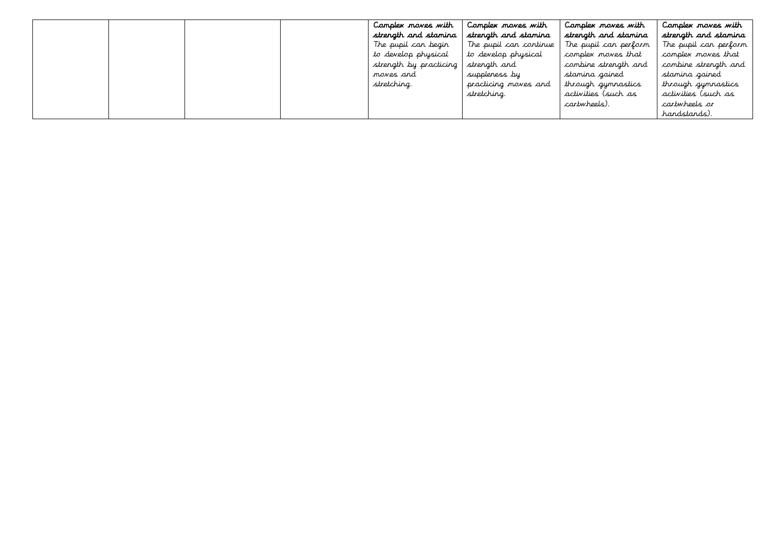|  |  |  |  | **Complex moves with strength and stamina** The pupil can begin to develop physical strength by practicing moves and stretching. | **Complex moves with strength and stamina** The pupil can continue to develop physical strength and suppleness by practicing moves and stretching. | **Complex moves with strength and stamina** The pupil can perform complex moves that combine strength and stamina gained through gymnastics activities (such as cartwheels). | **Complex moves with strength and stamina** The pupil can perform complex moves that combine strength and stamina gained through gymnastics activities (such as cartwheels or handstands). |
|---|---|---|---|---|---|---|---|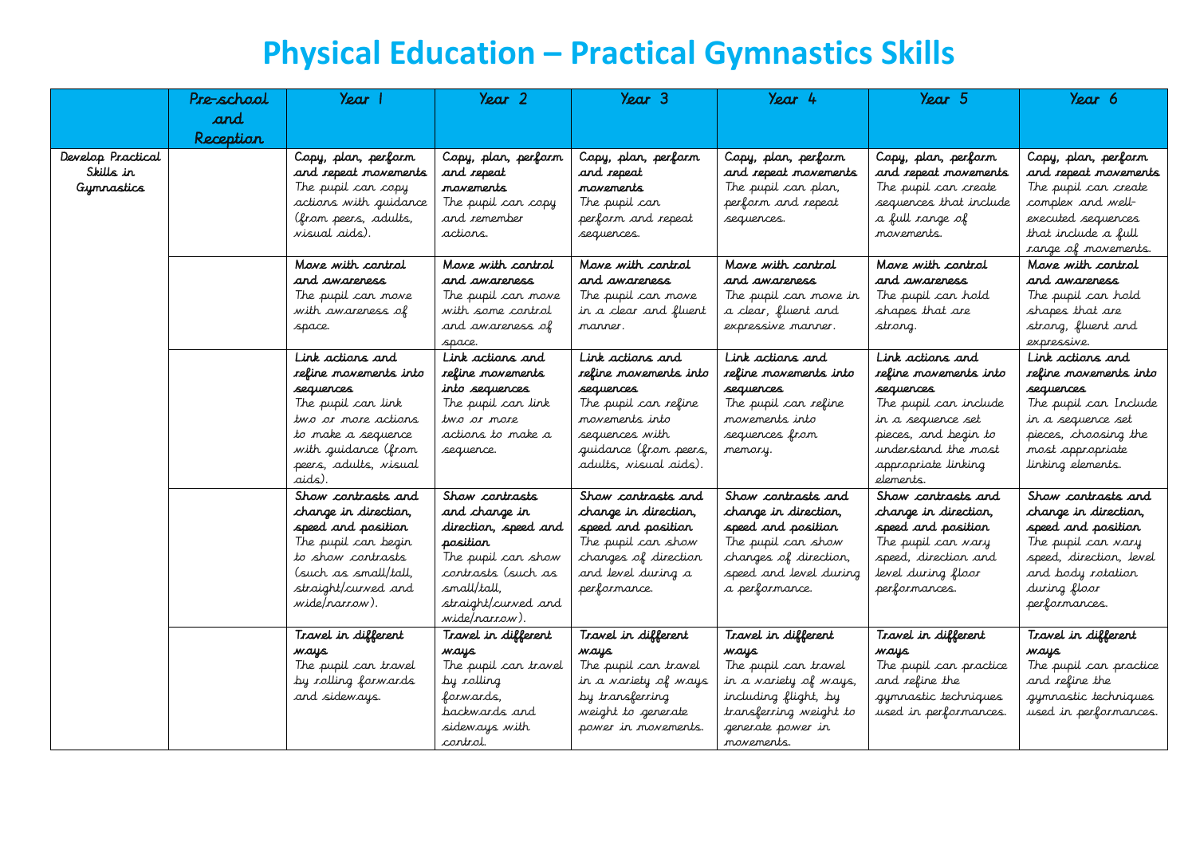# Physical Education – Practical Gymnastics Skills

| | Pre-school and Reception | Year 1 | Year 2 | Year 3 | Year 4 | Year 5 | Year 6 |
|---|---|---|---|---|---|---|---|
| Develop Practical Skills in Gymnastics | | **Copy, plan, perform and repeat movements** The pupil can copy actions with guidance (from peers, adults, visual aids). | **Copy, plan, perform and repeat movements** The pupil can copy and remember actions. | **Copy, plan, perform and repeat movements** The pupil can perform and repeat sequences. | **Copy, plan, perform and repeat movements** The pupil can plan, perform and repeat sequences. | **Copy, plan, perform and repeat movements** The pupil can create sequences that include a full range of movements. | **Copy, plan, perform and repeat movements** The pupil can create complex and well-executed sequences that include a full range of movements. |
| | | **Move with control and awareness** The pupil can move with awareness of space. | **Move with control and awareness** The pupil can move with some control and awareness of space. | **Move with control and awareness** The pupil can move in a clear and fluent manner. | **Move with control and awareness** The pupil can move in a clear, fluent and expressive manner. | **Move with control and awareness** The pupil can hold shapes that are strong. | **Move with control and awareness** The pupil can hold shapes that are strong, fluent and expressive. |
| | | **Link actions and refine movements into sequences** The pupil can link two or more actions to make a sequence with guidance (from peers, adults, visual aids). | **Link actions and refine movements into sequences** The pupil can link two or more actions to make a sequence. | **Link actions and refine movements into sequences** The pupil can refine movements into sequences with guidance (from peers, adults, visual aids). | **Link actions and refine movements into sequences** The pupil can refine movements into sequences from memory. | **Link actions and refine movements into sequences** The pupil can include in a sequence set pieces, and begin to understand the most appropriate linking elements. | **Link actions and refine movements into sequences** The pupil can Include in a sequence set pieces, choosing the most appropriate linking elements. |
| | | **Show contrasts and change in direction, speed and position** The pupil can begin to show contrasts (such as small/tall, straight/curved and wide/narrow). | **Show contrasts and change in direction, speed and position** The pupil can show contrasts (such as small/tall, straight/curved and wide/narrow). | **Show contrasts and change in direction, speed and position** The pupil can show changes of direction and level during a performance. | **Show contrasts and change in direction, speed and position** The pupil can show changes of direction, speed and level during a performance. | **Show contrasts and change in direction, speed and position** The pupil can vary speed, direction and level during floor performances. | **Show contrasts and change in direction, speed and position** The pupil can vary speed, direction, level and body rotation during floor performances. |
| | | **Travel in different ways** The pupil can travel by rolling forwards and sideways. | **Travel in different ways** The pupil can travel by rolling forwards, backwards and sideways with control. | **Travel in different ways** The pupil can travel in a variety of ways by transferring weight to generate power in movements. | **Travel in different ways** The pupil can travel in a variety of ways, including flight, by transferring weight to generate power in movements. | **Travel in different ways** The pupil can practice and refine the gymnastic techniques used in performances. | **Travel in different ways** The pupil can practice and refine the gymnastic techniques used in performances. |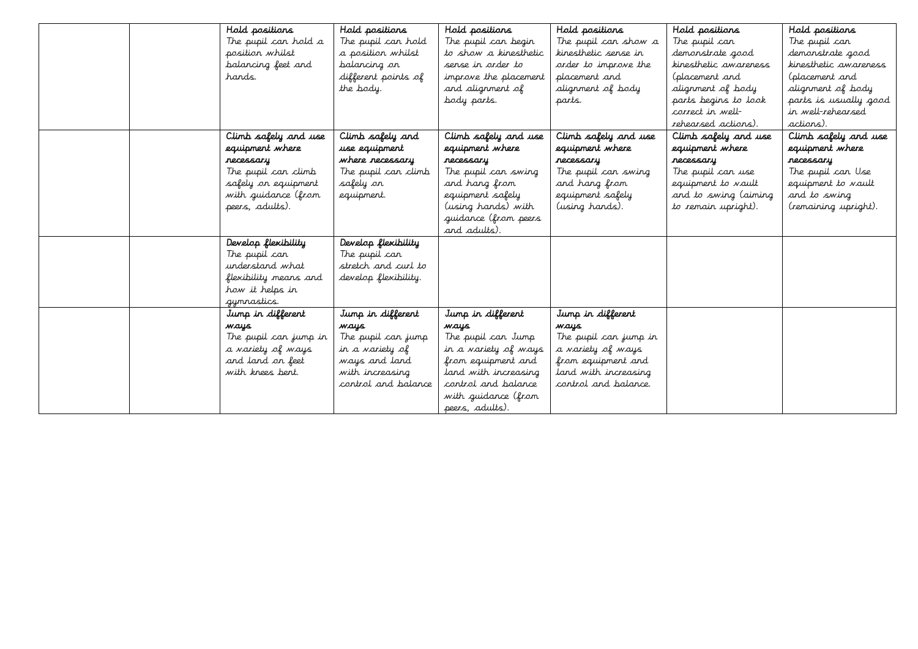| | | | | | | | |
|---|---|---|---|---|---|---|---|
| | | **Hold positions** The pupil can hold a position whilst balancing feet and hands. | **Hold positions** The pupil can hold a position whilst balancing on different points of the body. | **Hold positions** The pupil can begin to show a kinesthetic sense in order to improve the placement and alignment of body parts. | **Hold positions** The pupil can show a kinesthetic sense in order to improve the placement and alignment of body parts. | **Hold positions** The pupil can demonstrate good kinesthetic awareness (placement and alignment of body parts begins to look correct in well-rehearsed actions). | **Hold positions** The pupil can demonstrate good kinesthetic awareness (placement and alignment of body parts is usually good in well-rehearsed actions). |
| | | **Climb safely and use equipment where necessary** The pupil can climb safely on equipment with guidance (from peers, adults). | **Climb safely and use equipment where necessary** The pupil can climb safely on equipment. | **Climb safely and use equipment where necessary** The pupil can swing and hang from equipment safely (using hands) with guidance (from peers and adults). | **Climb safely and use equipment where necessary** The pupil can swing and hang from equipment safely (using hands). | **Climb safely and use equipment where necessary** The pupil can use equipment to vault and to swing (aiming to remain upright). | **Climb safely and use equipment where necessary** The pupil can Use equipment to vault and to swing (remaining upright). |
| | | **Develop flexibility** The pupil can understand what flexibility means and how it helps in gymnastics. | **Develop flexibility** The pupil can stretch and curl to develop flexibility. | | | | |
| | | **Jump in different ways** The pupil can jump in a variety of ways and land on feet with knees bent. | **Jump in different ways** The pupil can jump in a variety of ways and land with increasing control and balance | **Jump in different ways** The pupil can Jump in a variety of ways from equipment and land with increasing control and balance with guidance (from peers, adults). | **Jump in different ways** The pupil can jump in a variety of ways from equipment and land with increasing control and balance. | | |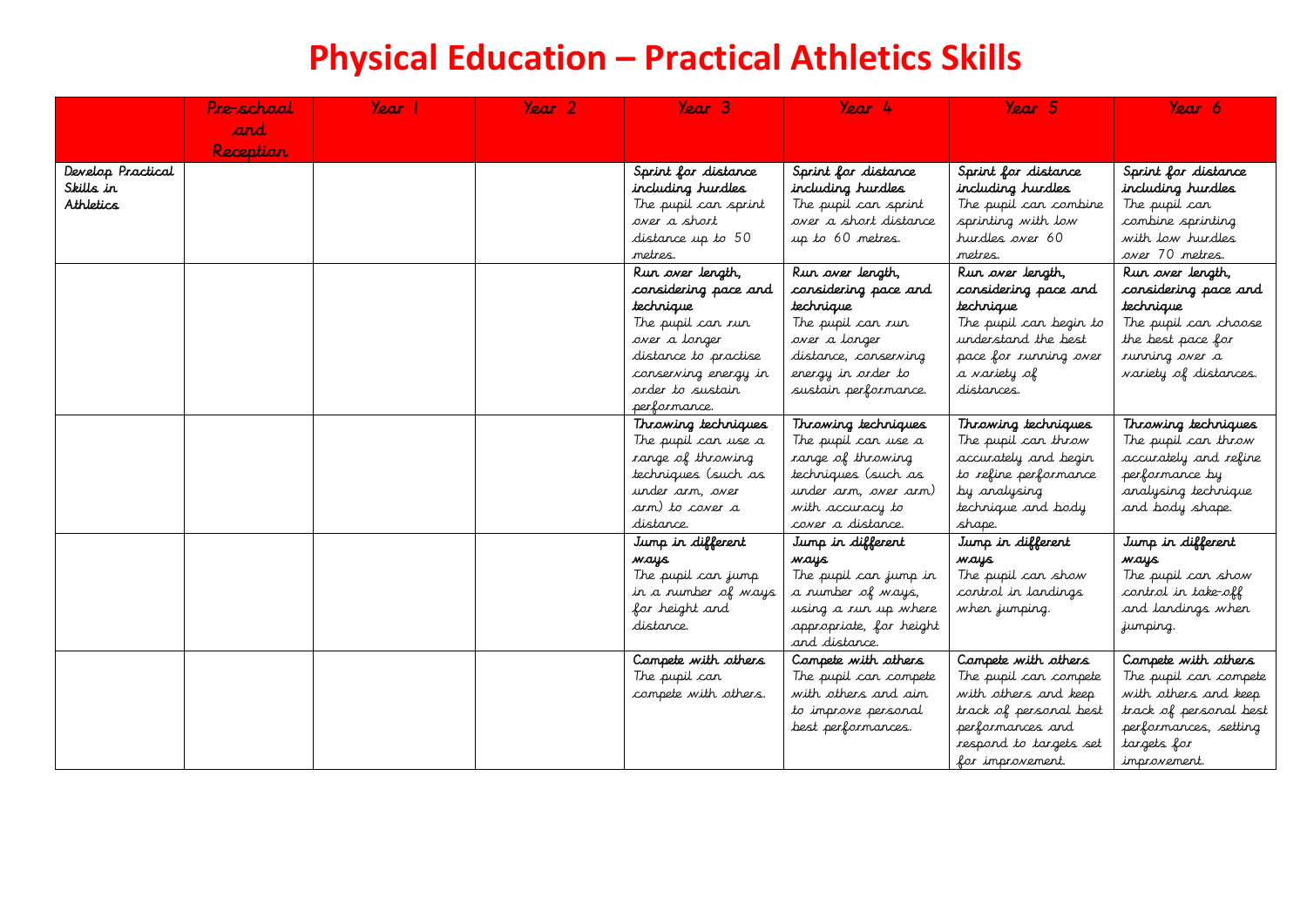# Physical Education – Practical Athletics Skills

| | Pre-school and Reception | Year 1 | Year 2 | Year 3 | Year 4 | Year 5 | Year 6 |
|---|---|---|---|---|---|---|---|
| Develop Practical Skills in Athletics | | | | **Sprint for distance including hurdles** The pupil can sprint over a short distance up to 50 metres. | **Sprint for distance including hurdles** The pupil can sprint over a short distance up to 60 metres. | **Sprint for distance including hurdles** The pupil can combine sprinting with low hurdles over 60 metres. | **Sprint for distance including hurdles** The pupil can combine sprinting with low hurdles over 70 metres. |
| | | | | **Run over length, considering pace and technique** The pupil can run over a longer distance to practise conserving energy in order to sustain performance. | **Run over length, considering pace and technique** The pupil can run over a longer distance, conserving energy in order to sustain performance. | **Run over length, considering pace and technique** The pupil can begin to understand the best pace for running over a variety of distances. | **Run over length, considering pace and technique** The pupil can choose the best pace for running over a variety of distances. |
| | | | | **Throwing techniques** The pupil can use a range of throwing techniques (such as under arm, over arm) to cover a distance. | **Throwing techniques** The pupil can use a range of throwing techniques (such as under arm, over arm) with accuracy to cover a distance. | **Throwing techniques** The pupil can throw accurately and begin to refine performance by analysing technique and body shape. | **Throwing techniques** The pupil can throw accurately and refine performance by analysing technique and body shape. |
| | | | | **Jump in different ways** The pupil can jump in a number of ways for height and distance. | **Jump in different ways** The pupil can jump in a number of ways, using a run up where appropriate, for height and distance. | **Jump in different ways** The pupil can show control in landings when jumping. | **Jump in different ways** The pupil can show control in take-off and landings when jumping. |
| | | | | **Compete with others** The pupil can compete with others. | **Compete with others** The pupil can compete with others and aim to improve personal best performances. | **Compete with others** The pupil can compete with others and keep track of personal best performances and respond to targets set for improvement. | **Compete with others** The pupil can compete with others and keep track of personal best performances, setting targets for improvement. |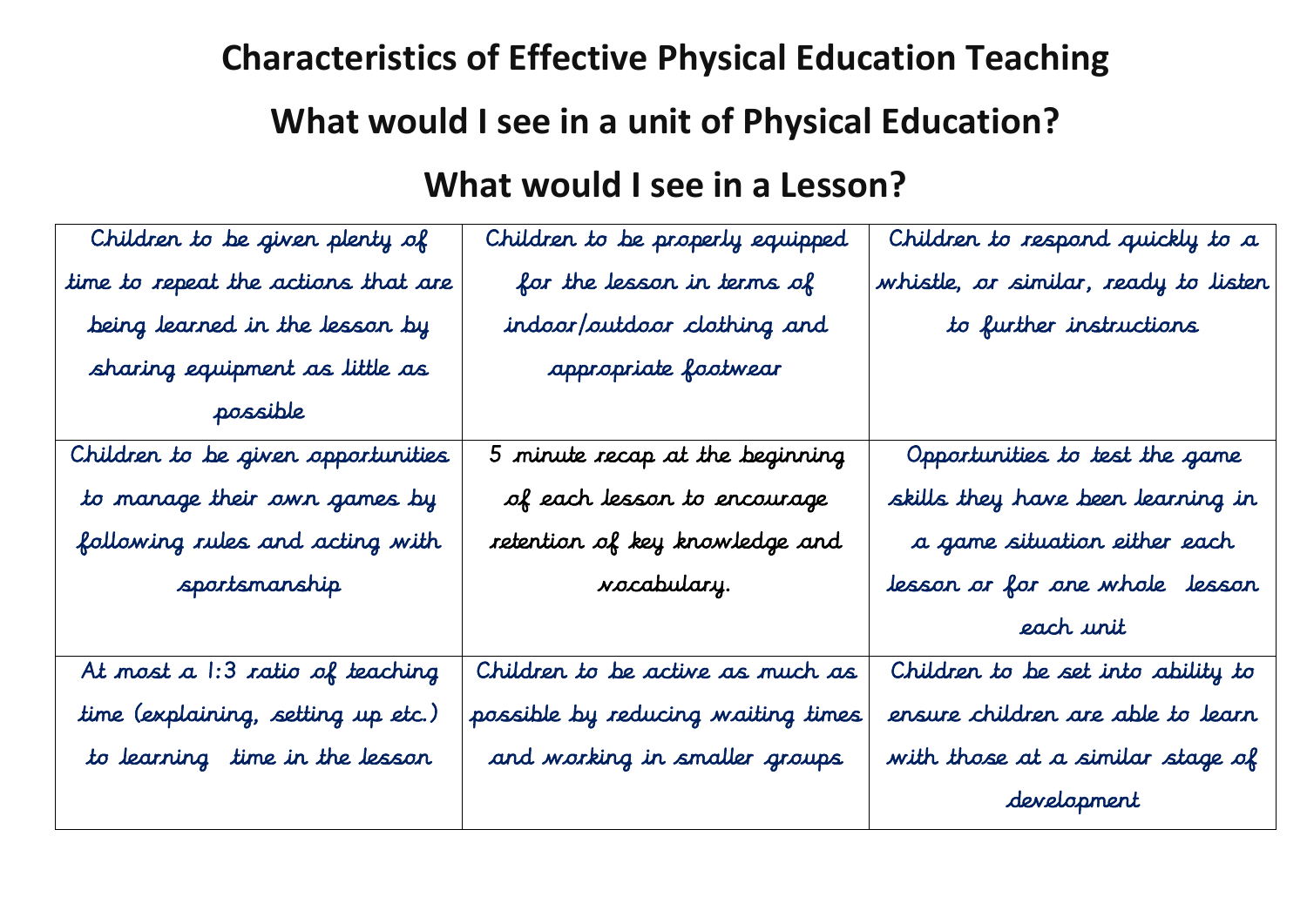# Characteristics of Effective Physical Education Teaching

## What would I see in a unit of Physical Education?

## What would I see in a Lesson?

| | | |
|---|---|---|
| Children to be given plenty of time to repeat the actions that are being learned in the lesson by sharing equipment as little as possible | Children to be properly equipped for the lesson in terms of indoor/outdoor clothing and appropriate footwear | Children to respond quickly to a whistle, or similar, ready to listen to further instructions |
| Children to be given opportunities to manage their own games by following rules and acting with sportsmanship | 5 minute recap at the beginning of each lesson to encourage retention of key knowledge and vocabulary. | Opportunities to test the game skills they have been learning in a game situation either each lesson or for one whole lesson each unit |
| At most a 1:3 ratio of teaching time (explaining, setting up etc.) to learning time in the lesson | Children to be active as much as possible by reducing waiting times and working in smaller groups | Children to be set into ability to ensure children are able to learn with those at a similar stage of development |